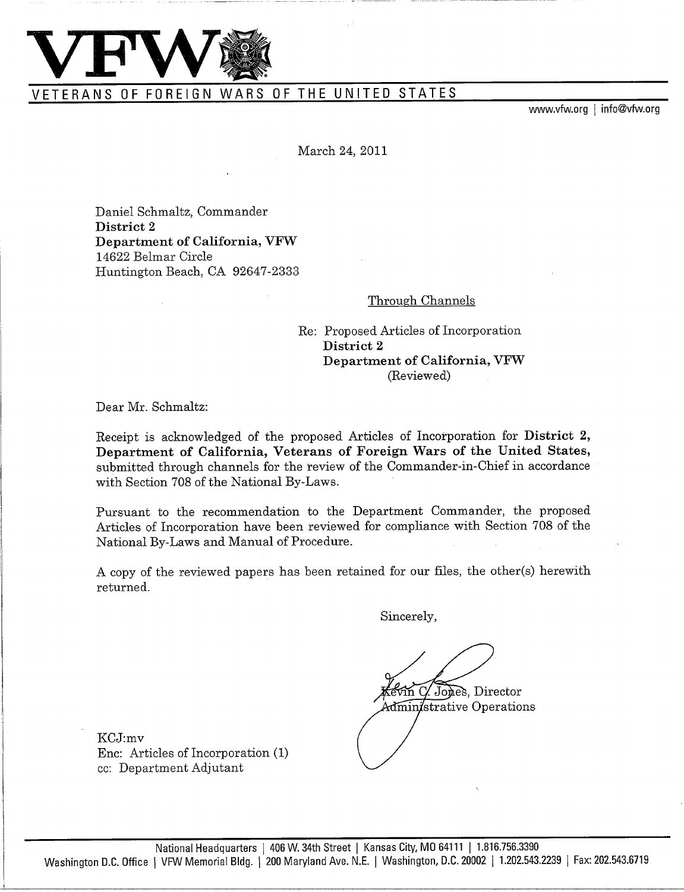# VFW

## VETERANS OF FOREIGN WARS OF THE UNITED STATES

www.vfw.org | info@vfw.org

March 24, 2011

Daniel Schmaltz, Commander
**District 2**
**Department of California, VFW**
14622 Belmar Circle
Huntington Beach, CA 92647-2333

Through Channels

Re: Proposed Articles of Incorporation
**District 2**
**Department of California, VFW**
(Reviewed)

Dear Mr. Schmaltz:

Receipt is acknowledged of the proposed Articles of Incorporation for **District 2, Department of California, Veterans of Foreign Wars of the United States,** submitted through channels for the review of the Commander-in-Chief in accordance with Section 708 of the National By-Laws.

Pursuant to the recommendation to the Department Commander, the proposed Articles of Incorporation have been reviewed for compliance with Section 708 of the National By-Laws and Manual of Procedure.

A copy of the reviewed papers has been retained for our files, the other(s) herewith returned.

Sincerely,

Kevin C. Jones, Director
Administrative Operations

KCJ:mv
Enc: Articles of Incorporation (1)
cc: Department Adjutant

National Headquarters | 406 W. 34th Street | Kansas City, MO 64111 | 1.816.756.3390
Washington D.C. Office | VFW Memorial Bldg. | 200 Maryland Ave. N.E. | Washington, D.C. 20002 | 1.202.543.2239 | Fax: 202.543.6719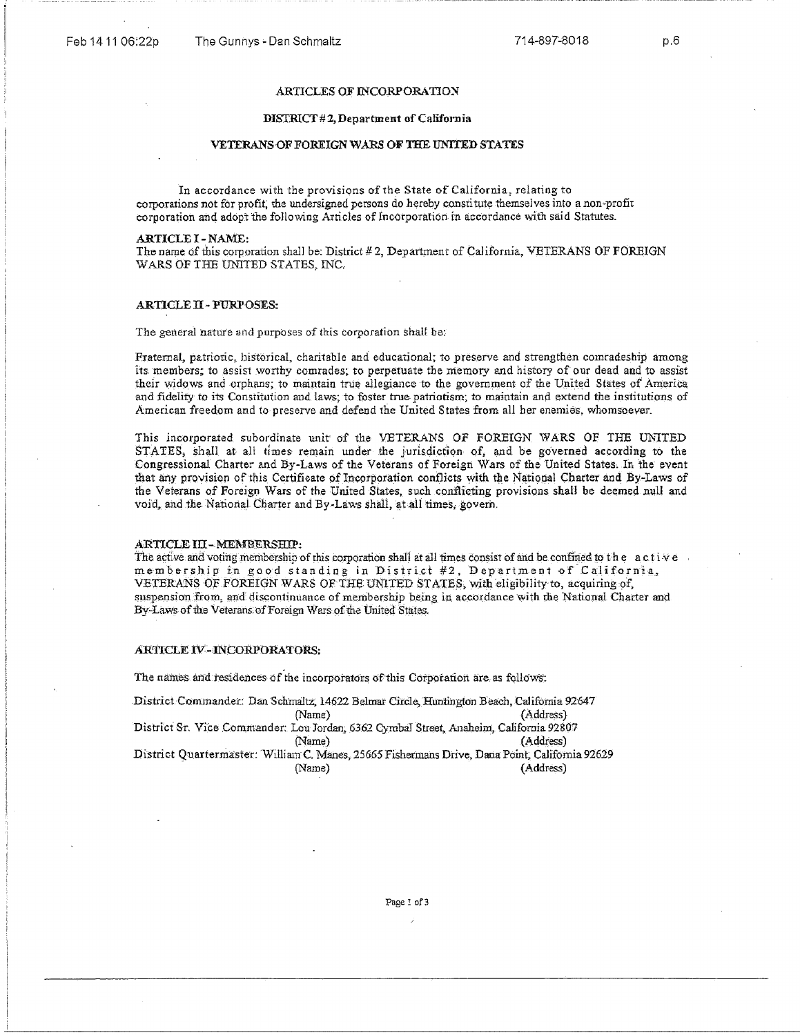# ARTICLES OF INCORPORATION

## DISTRICT # 2, Department of California

## VETERANS OF FOREIGN WARS OF THE UNITED STATES

In accordance with the provisions of the State of California, relating to corporations not for profit, the undersigned persons do hereby constitute themselves into a non-profit corporation and adopt the following Articles of Incorporation in accordance with said Statutes.

**ARTICLE I - NAME:**
The name of this corporation shall be: District # 2, Department of California, VETERANS OF FOREIGN WARS OF THE UNITED STATES, INC.

**ARTICLE II - PURPOSES:**

The general nature and purposes of this corporation shall be:

Fraternal, patriotic, historical, charitable and educational; to preserve and strengthen comradeship among its members; to assist worthy comrades; to perpetuate the memory and history of our dead and to assist their widows and orphans; to maintain true allegiance to the government of the United States of America and fidelity to its Constitution and laws; to foster true patriotism; to maintain and extend the institutions of American freedom and to preserve and defend the United States from all her enemies, whomsoever.

This incorporated subordinate unit of the VETERANS OF FOREIGN WARS OF THE UNITED STATES, shall at all times remain under the jurisdiction of, and be governed according to the Congressional Charter and By-Laws of the Veterans of Foreign Wars of the United States. In the event that any provision of this Certificate of Incorporation conflicts with the National Charter and By-Laws of the Veterans of Foreign Wars of the United States, such conflicting provisions shall be deemed null and void, and the National Charter and By-Laws shall, at all times, govern.

**ARTICLE III - MEMBERSHIP:**
The active and voting membership of this corporation shall at all times consist of and be confined to the active membership in good standing in District #2, Department of California, VETERANS OF FOREIGN WARS OF THE UNITED STATES, with eligibility to, acquiring of, suspension from, and discontinuance of membership being in accordance with the National Charter and By-Laws of the Veterans of Foreign Wars of the United States.

**ARTICLE IV - INCORPORATORS:**

The names and residences of the incorporators of this Corporation are as follows:

District Commander: Dan Schmaltz, 14622 Belmar Circle, Huntington Beach, California 92647
(Name) (Address)

District Sr. Vice Commander: Lou Jordan, 6362 Cymbal Street, Anaheim, California 92807
(Name) (Address)

District Quartermaster: William C. Manes, 25665 Fishermans Drive, Dana Point, California 92629
(Name) (Address)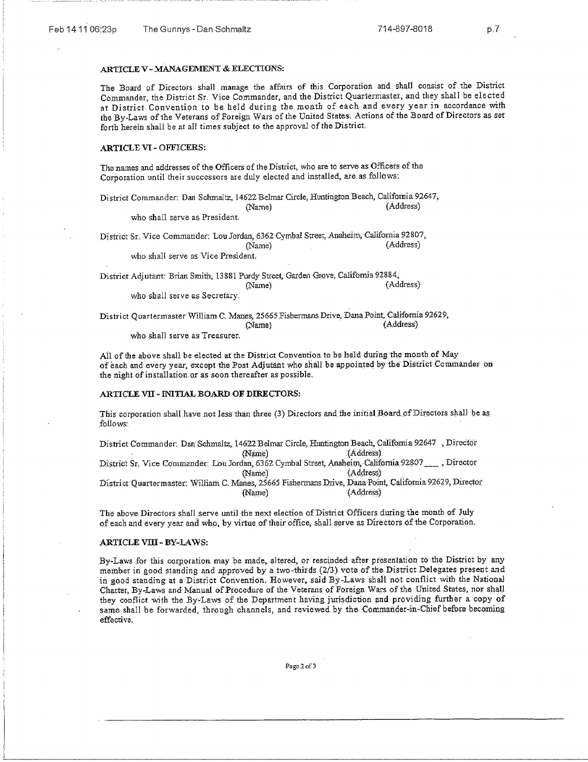**ARTICLE V - MANAGEMENT & ELECTIONS:**

The Board of Directors shall manage the affairs of this Corporation and shall consist of the District Commander, the District Sr. Vice Commander, and the District Quartermaster, and they shall be elected at District Convention to be held during the month of each and every year in accordance with the By-Laws of the Veterans of Foreign Wars of the United States. Actions of the Board of Directors as set forth herein shall be at all times subject to the approval of the District.

**ARTICLE VI - OFFICERS:**

The names and addresses of the Officers of the District, who are to serve as Officers of the Corporation until their successors are duly elected and installed, are as follows:

District Commander: Dan Schmaltz, 14622 Belmar Circle, Huntington Beach, California 92647,
(Name) (Address)
who shall serve as President.

District Sr. Vice Commander: Lou Jordan, 6362 Cymbal Street, Anaheim, California 92807,
(Name) (Address)
who shall serve as Vice President.

District Adjutant: Brian Smith, 13881 Purdy Street, Garden Grove, California 92884,
(Name) (Address)
who shall serve as Secretary.

District Quartermaster William C. Manes, 25665 Fishermans Drive, Dana Point, California 92629,
(Name) (Address)
who shall serve as Treasurer.

All of the above shall be elected at the District Convention to be held during the month of May of each and every year, except the Post Adjutant who shall be appointed by the District Commander on the night of installation or as soon thereafter as possible.

**ARTICLE VII - INITIAL BOARD OF DIRECTORS:**

This corporation shall have not less than three (3) Directors and the initial Board of Directors shall be as follows:

District Commander: Dan Schmaltz, 14622 Belmar Circle, Huntington Beach, California 92647 , Director
(Name) (Address)
District Sr. Vice Commander: Lou Jordan, 6362 Cymbal Street, Anaheim, California 92807 ___ , Director
(Name) (Address)
District Quartermaster: William C. Manes, 25665 Fishermans Drive, Dana Point, California 92629, Director
(Name) (Address)

The above Directors shall serve until the next election of District Officers during the month of July of each and every year and who, by virtue of their office, shall serve as Directors of the Corporation.

**ARTICLE VIII - BY-LAWS:**

By-Laws for this corporation may be made, altered, or rescinded after presentation to the District by any member in good standing and approved by a two-thirds (2/3) vote of the District Delegates present and in good standing at a District Convention. However, said By-Laws shall not conflict with the National Charter, By-Laws and Manual of Procedure of the Veterans of Foreign Wars of the United States, nor shall they conflict with the By-Laws of the Department having jurisdiction and providing further a copy of same shall be forwarded, through channels, and reviewed by the Commander-in-Chief before becoming effective.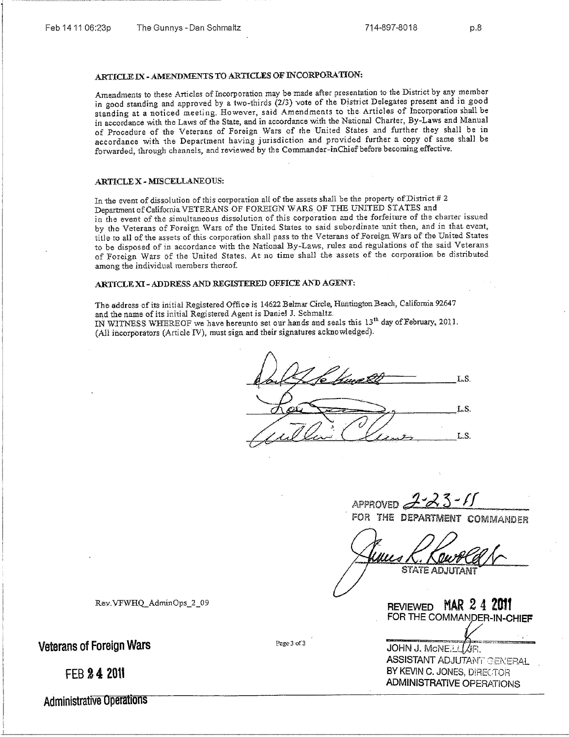### ARTICLE IX - AMENDMENTS TO ARTICLES OF INCORPORATION:

Amendments to these Articles of Incorporation may be made after presentation to the District by any member in good standing and approved by a two-thirds (2/3) vote of the District Delegates present and in good standing at a noticed meeting. However, said Amendments to the Articles of Incorporation shall be in accordance with the Laws of the State, and in accordance with the National Charter, By-Laws and Manual of Procedure of the Veterans of Foreign Wars of the United States and further they shall be in accordance with the Department having jurisdiction and provided further a copy of same shall be forwarded, through channels, and reviewed by the Commander-inChief before becoming effective.

### ARTICLE X - MISCELLANEOUS:

In the event of dissolution of this corporation all of the assets shall be the property of District # 2 Department of California VETERANS OF FOREIGN WARS OF THE UNITED STATES and in the event of the simultaneous dissolution of this corporation and the forfeiture of the charter issued by the Veterans of Foreign Wars of the United States to said subordinate unit then, and in that event, title to all of the assets of this corporation shall pass to the Veterans of Foreign Wars of the United States to be disposed of in accordance with the National By-Laws, rules and regulations of the said Veterans of Foreign Wars of the United States. At no time shall the assets of the corporation be distributed among the individual members thereof.

### ARTICLE XI - ADDRESS AND REGISTERED OFFICE AND AGENT:

The address of its initial Registered Office is 14622 Belmar Circle, Huntington Beach, California 92647 and the name of its initial Registered Agent is Daniel J. Schmaltz.
IN WITNESS WHEREOF we have hereunto set our hands and seals this 13th day of February, 2011. (All incorporators (Article IV), must sign and their signatures acknowledged).

_______________ L.S.

_______________ L.S.

_______________ L.S.

APPROVED 2-23-11
FOR THE DEPARTMENT COMMANDER

STATE ADJUTANT

Rev.VFWHQ_AdminOps_2_09

REVIEWED MAR 24 2011
FOR THE COMMANDER-IN-CHIEF

JOHN J. McNEILL, JR.
ASSISTANT ADJUTANT GENERAL
BY KEVIN C. JONES, DIRECTOR
ADMINISTRATIVE OPERATIONS

Veterans of Foreign Wars
FEB 24 2011
Administrative Operations